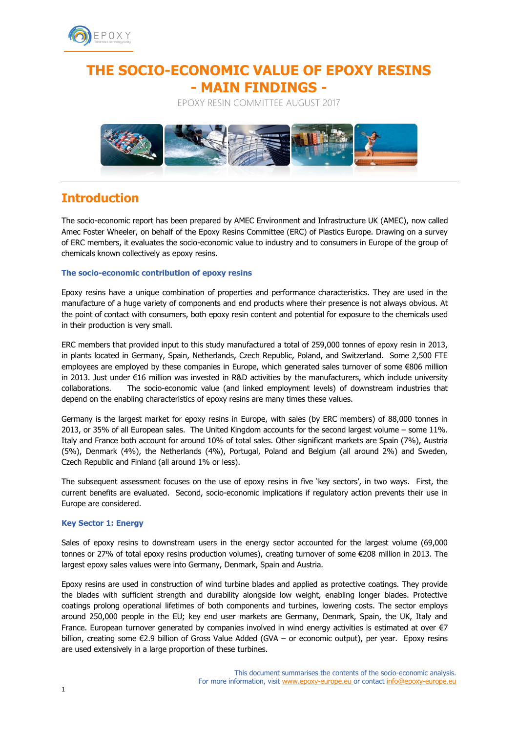# THE SOCIO-ECONOMIC VALUE OF EPOXY RESINS - MAIN FINDINGS -

EPOXY RESIN COMMITTEE AUGUST 2017

## Introduction

The socio-economic report has been prepared by AMEC Environment and Infrastructure UK (AMEC), now called Amec Foster Wheeler, on behalf of the Epoxy Resins Committee (ERC) of Plastics Europe. Drawing on a survey of ERC members, it evaluates the socio-economic value to industry and to consumers in Europe of the group of chemicals known collectively as epoxy resins.

### The socio-economic contribution of epoxy resins

Epoxy resins have a unique combination of properties and performance characteristics. They are used in the manufacture of a huge variety of components and end products where their presence is not always obvious. At the point of contact with consumers, both epoxy resin content and potential for exposure to the chemicals used in their production is very small.

ERC members that provided input to this study manufactured a total of 259,000 tonnes of epoxy resin in 2013, in plants located in Germany, Spain, Netherlands, Czech Republic, Poland, and Switzerland. Some 2,500 FTE employees are employed by these companies in Europe, which generated sales turnover of some €806 million in 2013. Just under €16 million was invested in R&D activities by the manufacturers, which include university collaborations. The socio-economic value (and linked employment levels) of downstream industries that depend on the enabling characteristics of epoxy resins are many times these values.

Germany is the largest market for epoxy resins in Europe, with sales (by ERC members) of 88,000 tonnes in 2013, or 35% of all European sales. The United Kingdom accounts for the second largest volume – some 11%. Italy and France both account for around 10% of total sales. Other significant markets are Spain (7%), Austria (5%), Denmark (4%), the Netherlands (4%), Portugal, Poland and Belgium (all around 2%) and Sweden, Czech Republic and Finland (all around 1% or less).

The subsequent assessment focuses on the use of epoxy resins in five 'key sectors', in two ways. First, the current benefits are evaluated. Second, socio-economic implications if regulatory action prevents their use in Europe are considered.

### Key Sector 1: Energy

Sales of epoxy resins to downstream users in the energy sector accounted for the largest volume (69,000 tonnes or 27% of total epoxy resins production volumes), creating turnover of some €208 million in 2013. The largest epoxy sales values were into Germany, Denmark, Spain and Austria.

Epoxy resins are used in construction of wind turbine blades and applied as protective coatings. They provide the blades with sufficient strength and durability alongside low weight, enabling longer blades. Protective coatings prolong operational lifetimes of both components and turbines, lowering costs. The sector employs around 250,000 people in the EU; key end user markets are Germany, Denmark, Spain, the UK, Italy and France. European turnover generated by companies involved in wind energy activities is estimated at over €7 billion, creating some €2.9 billion of Gross Value Added (GVA – or economic output), per year. Epoxy resins are used extensively in a large proportion of these turbines.

This document summarises the contents of the socio-economic analysis.
For more information, visit www.epoxy-europe.eu or contact info@epoxy-europe.eu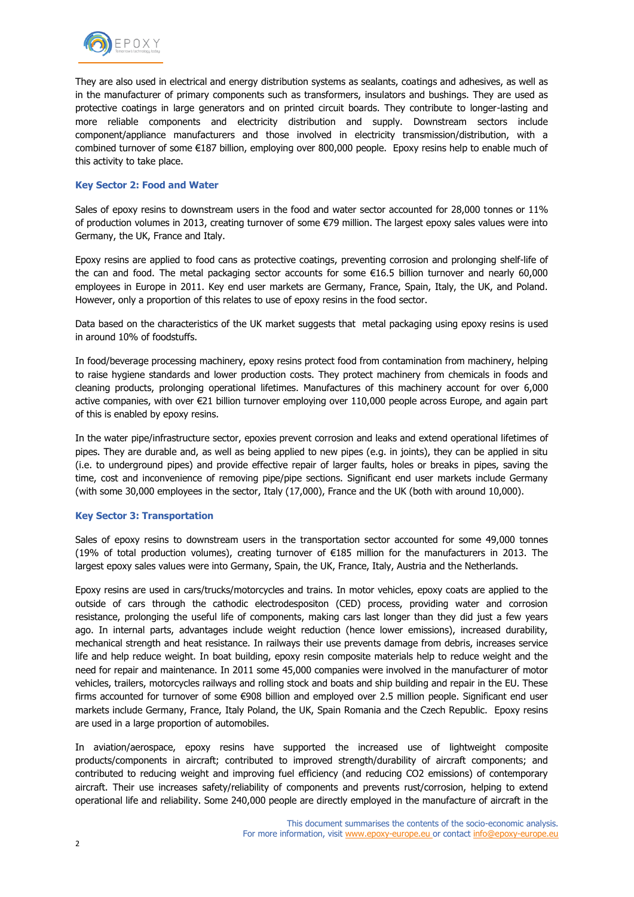They are also used in electrical and energy distribution systems as sealants, coatings and adhesives, as well as in the manufacturer of primary components such as transformers, insulators and bushings. They are used as protective coatings in large generators and on printed circuit boards. They contribute to longer-lasting and more reliable components and electricity distribution and supply. Downstream sectors include component/appliance manufacturers and those involved in electricity transmission/distribution, with a combined turnover of some €187 billion, employing over 800,000 people. Epoxy resins help to enable much of this activity to take place.

### Key Sector 2: Food and Water

Sales of epoxy resins to downstream users in the food and water sector accounted for 28,000 tonnes or 11% of production volumes in 2013, creating turnover of some €79 million. The largest epoxy sales values were into Germany, the UK, France and Italy.

Epoxy resins are applied to food cans as protective coatings, preventing corrosion and prolonging shelf-life of the can and food. The metal packaging sector accounts for some €16.5 billion turnover and nearly 60,000 employees in Europe in 2011. Key end user markets are Germany, France, Spain, Italy, the UK, and Poland. However, only a proportion of this relates to use of epoxy resins in the food sector.

Data based on the characteristics of the UK market suggests that metal packaging using epoxy resins is used in around 10% of foodstuffs.

In food/beverage processing machinery, epoxy resins protect food from contamination from machinery, helping to raise hygiene standards and lower production costs. They protect machinery from chemicals in foods and cleaning products, prolonging operational lifetimes. Manufactures of this machinery account for over 6,000 active companies, with over €21 billion turnover employing over 110,000 people across Europe, and again part of this is enabled by epoxy resins.

In the water pipe/infrastructure sector, epoxies prevent corrosion and leaks and extend operational lifetimes of pipes. They are durable and, as well as being applied to new pipes (e.g. in joints), they can be applied in situ (i.e. to underground pipes) and provide effective repair of larger faults, holes or breaks in pipes, saving the time, cost and inconvenience of removing pipe/pipe sections. Significant end user markets include Germany (with some 30,000 employees in the sector, Italy (17,000), France and the UK (both with around 10,000).

### Key Sector 3: Transportation

Sales of epoxy resins to downstream users in the transportation sector accounted for some 49,000 tonnes (19% of total production volumes), creating turnover of €185 million for the manufacturers in 2013. The largest epoxy sales values were into Germany, Spain, the UK, France, Italy, Austria and the Netherlands.

Epoxy resins are used in cars/trucks/motorcycles and trains. In motor vehicles, epoxy coats are applied to the outside of cars through the cathodic electrodespositon (CED) process, providing water and corrosion resistance, prolonging the useful life of components, making cars last longer than they did just a few years ago. In internal parts, advantages include weight reduction (hence lower emissions), increased durability, mechanical strength and heat resistance. In railways their use prevents damage from debris, increases service life and help reduce weight. In boat building, epoxy resin composite materials help to reduce weight and the need for repair and maintenance. In 2011 some 45,000 companies were involved in the manufacturer of motor vehicles, trailers, motorcycles railways and rolling stock and boats and ship building and repair in the EU. These firms accounted for turnover of some €908 billion and employed over 2.5 million people. Significant end user markets include Germany, France, Italy Poland, the UK, Spain Romania and the Czech Republic. Epoxy resins are used in a large proportion of automobiles.

In aviation/aerospace, epoxy resins have supported the increased use of lightweight composite products/components in aircraft; contributed to improved strength/durability of aircraft components; and contributed to reducing weight and improving fuel efficiency (and reducing $CO_2$ emissions) of contemporary aircraft. Their use increases safety/reliability of components and prevents rust/corrosion, helping to extend operational life and reliability. Some 240,000 people are directly employed in the manufacture of aircraft in the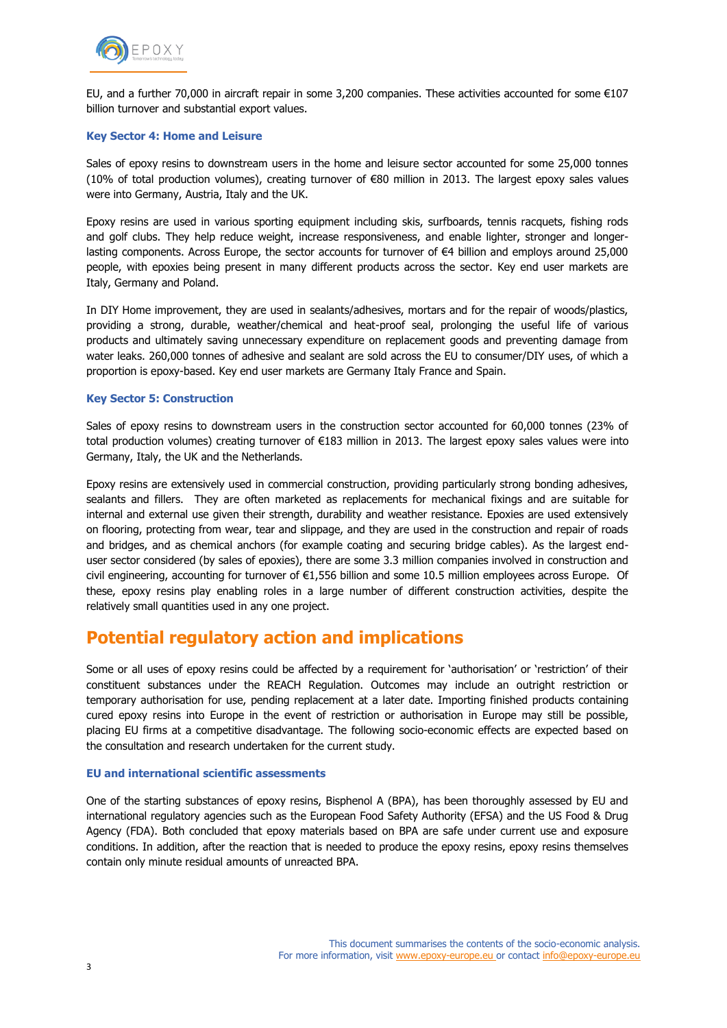EU, and a further 70,000 in aircraft repair in some 3,200 companies. These activities accounted for some €107 billion turnover and substantial export values.

### Key Sector 4: Home and Leisure

Sales of epoxy resins to downstream users in the home and leisure sector accounted for some 25,000 tonnes (10% of total production volumes), creating turnover of €80 million in 2013. The largest epoxy sales values were into Germany, Austria, Italy and the UK.

Epoxy resins are used in various sporting equipment including skis, surfboards, tennis racquets, fishing rods and golf clubs. They help reduce weight, increase responsiveness, and enable lighter, stronger and longer-lasting components. Across Europe, the sector accounts for turnover of €4 billion and employs around 25,000 people, with epoxies being present in many different products across the sector. Key end user markets are Italy, Germany and Poland.

In DIY Home improvement, they are used in sealants/adhesives, mortars and for the repair of woods/plastics, providing a strong, durable, weather/chemical and heat-proof seal, prolonging the useful life of various products and ultimately saving unnecessary expenditure on replacement goods and preventing damage from water leaks. 260,000 tonnes of adhesive and sealant are sold across the EU to consumer/DIY uses, of which a proportion is epoxy-based. Key end user markets are Germany Italy France and Spain.

### Key Sector 5: Construction

Sales of epoxy resins to downstream users in the construction sector accounted for 60,000 tonnes (23% of total production volumes) creating turnover of €183 million in 2013. The largest epoxy sales values were into Germany, Italy, the UK and the Netherlands.

Epoxy resins are extensively used in commercial construction, providing particularly strong bonding adhesives, sealants and fillers. They are often marketed as replacements for mechanical fixings and are suitable for internal and external use given their strength, durability and weather resistance. Epoxies are used extensively on flooring, protecting from wear, tear and slippage, and they are used in the construction and repair of roads and bridges, and as chemical anchors (for example coating and securing bridge cables). As the largest end-user sector considered (by sales of epoxies), there are some 3.3 million companies involved in construction and civil engineering, accounting for turnover of €1,556 billion and some 10.5 million employees across Europe. Of these, epoxy resins play enabling roles in a large number of different construction activities, despite the relatively small quantities used in any one project.

## Potential regulatory action and implications

Some or all uses of epoxy resins could be affected by a requirement for 'authorisation' or 'restriction' of their constituent substances under the REACH Regulation. Outcomes may include an outright restriction or temporary authorisation for use, pending replacement at a later date. Importing finished products containing cured epoxy resins into Europe in the event of restriction or authorisation in Europe may still be possible, placing EU firms at a competitive disadvantage. The following socio-economic effects are expected based on the consultation and research undertaken for the current study.

### EU and international scientific assessments

One of the starting substances of epoxy resins, Bisphenol A (BPA), has been thoroughly assessed by EU and international regulatory agencies such as the European Food Safety Authority (EFSA) and the US Food & Drug Agency (FDA). Both concluded that epoxy materials based on BPA are safe under current use and exposure conditions. In addition, after the reaction that is needed to produce the epoxy resins, epoxy resins themselves contain only minute residual amounts of unreacted BPA.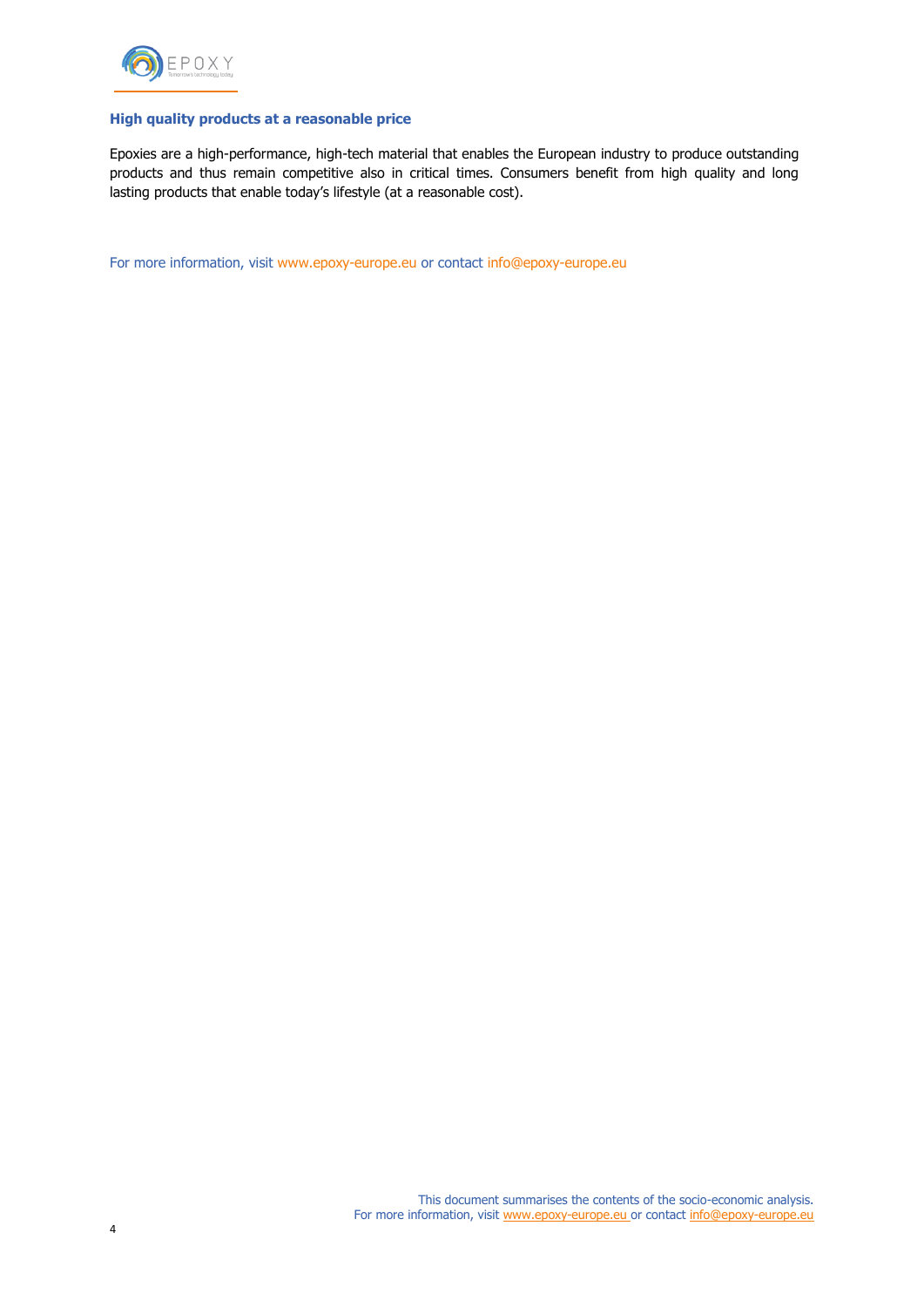### High quality products at a reasonable price

Epoxies are a high-performance, high-tech material that enables the European industry to produce outstanding products and thus remain competitive also in critical times. Consumers benefit from high quality and long lasting products that enable today's lifestyle (at a reasonable cost).

For more information, visit www.epoxy-europe.eu or contact info@epoxy-europe.eu